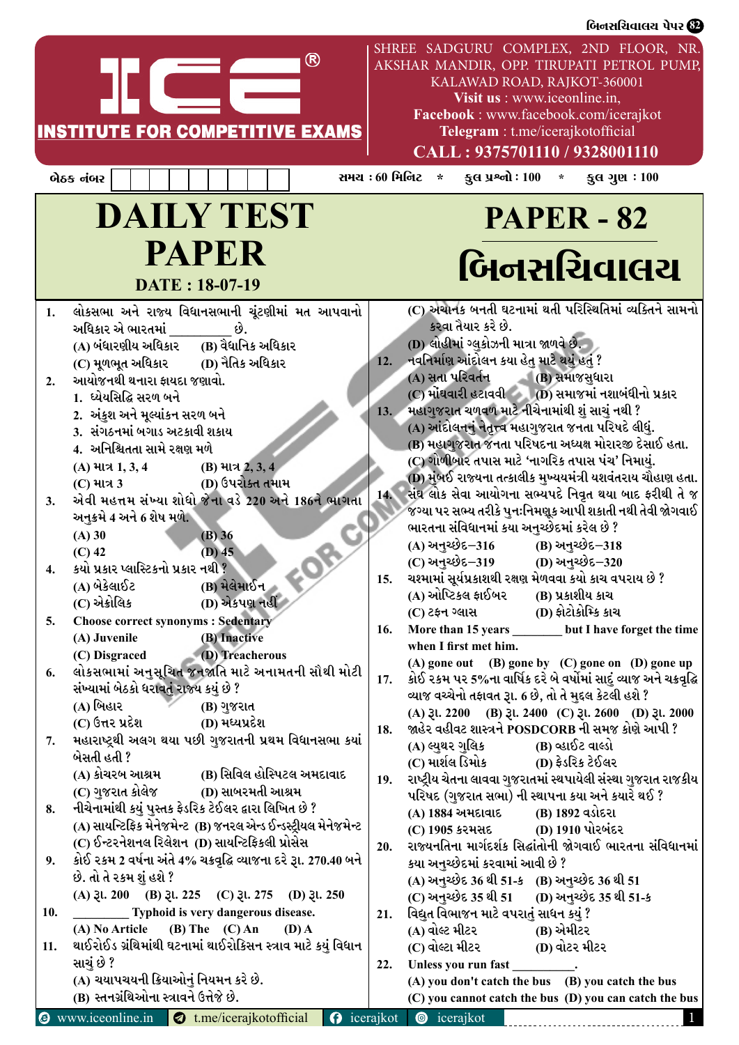# ICE® INSTITUTE FOR COMPETITIVE EXAMS

SHREE SADGURU COMPLEX, 2ND FLOOR, NR. AKSHAR MANDIR, OPP. TIRUPATI PETROL PUMP, KALAWAD ROAD, RAJKOT-360001
**Visit us** : www.iceonline.in,
**Facebook** : www.facebook.com/icerajkot
**Telegram** : t.me/icerajkotofficial
**CALL : 9375701110 / 9328001110**

બેઠક નંબર | | | | | | | | |

સમય : 60 મિનિટ * કુલ પ્રશ્નો : 100 * કુલ ગુણ : 100

# DAILY TEST PAPER

**DATE : 18-07-19**

# PAPER - 82

# બિનસચિવાલય

1. લોકસભા અને રાજ્ય વિધાનસભાની ચૂંટણીમાં મત આપવાનો અધિકાર એ ભારતમાં __________ છે.
(A) બંધારણીય અધિકાર (B) વૈધાનિક અધિકાર
(C) મૂળભૂત અધિકાર (D) નૈતિક અધિકાર

2. આયોજનથી થનારા ફાયદા જણાવો.
1. ધ્યેયસિદ્ધિ સરળ બને
2. અંકુશ અને મૂલ્યાંકન સરળ બને
3. સંગઠનમાં બગાડ અટકાવી શકાય
4. અનિશ્ચિતતા સામે રક્ષણ મળે
(A) માત્ર 1, 3, 4 (B) માત્ર 2, 3, 4
(C) માત્ર 3 (D) ઉપરોક્ત તમામ

3. એવી મહત્તમ સંખ્યા શોધો જેના વડે 220 અને 186ને ભાગતા અનુક્રમે 4 અને 6 શેષ મળે.
(A) 30 (B) 36
(C) 42 (D) 45

4. કયો પ્રકાર પ્લાસ્ટિકનો પ્રકાર નથી ?
(A) બેકેલાઈટ (B) મેલેમાઈન
(C) એક્રોલિક (D) એકપણ નહીં

5. Choose correct synonyms : Sedentary
(A) Juvenile (B) Inactive
(C) Disgraced (D) Treacherous

6. લોકસભામાં અનુસૂચિત જનજાતિ માટે અનામતની સૌથી મોટી સંખ્યામાં બેઠકો ધરાવતું રાજ્ય કયું છે ?
(A) બિહાર (B) ગુજરાત
(C) ઉત્તર પ્રદેશ (D) મધ્યપ્રદેશ

7. મહારાષ્ટ્રથી અલગ થયા પછી ગુજરાતની પ્રથમ વિધાનસભા કયાં બેસતી હતી ?
(A) કોચરબ આશ્રમ (B) સિવિલ હોસ્પિટલ અમદાવાદ
(C) ગુજરાત કોલેજ (D) સાબરમતી આશ્રમ

8. નીચેનામાંથી કયું પુસ્તક ફેડરિક ટેઈલર દ્વારા લિખિત છે ?
(A) સાયન્ટિફિક મેનેજમેન્ટ (B) જનરલ એન્ડ ઈન્ડસ્ટ્રીયલ મેનેજમેન્ટ
(C) ઈન્ટરનેશનલ રિલેશન (D) સાયન્ટિફિકલી પ્રોસેસ

9. કોઈ રકમ 2 વર્ષના અંતે 4% ચક્રવૃદ્ધિ વ્યાજના દરે રૂ. 270.40 બને છે. તો તે રકમ શું હશે ?
(A) રૂ. 200 (B) રૂ. 225 (C) રૂ. 275 (D) રૂ. 250

10. __________ Typhoid is very dangerous disease.
(A) No Article (B) The (C) An (D) A

11. થાઈરોઈડ ગ્રંથિમાંથી ઘટનામાં થાઈરોકિસન સ્ત્રાવ માટે કયું વિધાન સાચું છે ?
(A) ચયાપચયની ક્રિયાઓનું નિયમન કરે છે.
(B) સ્તનગ્રંથિઓના સ્ત્રાવને ઉત્તેજે છે.
(C) અચાનક બનતી ઘટનામાં થતી પરિસ્થિતિમાં વ્યક્તિને સામનો કરવા તૈયાર કરે છે.
(D) લોહીમાં ગ્લુકોઝની માત્રા જાળવે છે.

12. નવનિર્માણ આંદોલન કયા હેતુ માટે થયું હતું ?
(A) સત્તા પરિવર્તન (B) સમાજસુધારા
(C) મોંઘવારી હટાવવી (D) સમાજમાં નશાબંધીનો પ્રકાર

13. મહાગુજરાત ચળવળ માટે નીચેનામાંથી શું સાચું નથી ?
(A) આંદોલનનું નેતૃત્ત્વ મહાગુજરાત જનતા પરિષદે લીધું.
(B) મહાગુજરાત જનતા પરિષદના અધ્યક્ષ મોરારજી દેસાઈ હતા.
(C) ગોળીબાર તપાસ માટે 'નાગરિક તપાસ પંચ' નિમાયું.
(D) મુંબઈ રાજ્યના તત્કાલીક મુખ્યયમંત્રી યશવંતરાય ચૌહાણ હતા.

14. સંઘ લોક સેવા આયોગના સભ્યપદે નિવૃત્ત થયા બાદ ફરીથી તે જ જગ્યા પર સભ્ય તરીકે પુનઃનિમણૂક આપી શકાતી નથી તેવી જોગવાઈ ભારતના સંવિધાનમાં કયા અનુચ્છેદમાં કરેલ છે ?
(A) અનુચ્છેદ–316 (B) અનુચ્છેદ–318
(C) અનુચ્છેદ–319 (D) અનુચ્છેદ–320

15. ચશ્માંમાં સૂર્યપ્રકાશથી રક્ષણ મેળવવા કયો કાચ વપરાય છે ?
(A) ઓપ્ટિકલ ફાઈબર (B) પ્રકાશીય કાચ
(C) ટફન ગ્લાસ (D) ફોટોક્રોમ્કિ કાચ

16. More than 15 years ________ but I have forget the time when I first met him.
(A) gone out (B) gone by (C) gone on (D) gone up

17. કોઈ રકમ પર 5%ના વાર્ષિક દરે બે વર્ષમાં સાદું વ્યાજ અને ચક્રવૃદ્ધિ વ્યાજ વચ્ચેનો તફાવત રૂ. 6 છે, તો તે મુદ્દલ કેટલી હશે ?
(A) રૂ. 2200 (B) રૂ. 2400 (C) રૂ. 2600 (D) રૂ. 2000

18. જાહેર વહીવટ શાસ્ત્રને POSDCORB ની સમજ કોણે આપી ?
(A) લ્યુથર ગુલિક (B) વ્હાઈટ વાલ્ડો
(C) માર્શલ ડિમોક (D) ફેડરિક ટેઈલર

19. રાષ્ટ્રીય ચેતના લાવવા ગુજરાતમાં સ્થપાયેલી સંસ્થા ગુજરાત રાજકીય પરિષદ (ગુજરાત સભા) ની સ્થાપના કયા અને ક્યારે થઈ ?
(A) 1884 અમદાવાદ (B) 1892 વડોદરા
(C) 1905 કરમસદ (D) 1910 પોરબંદર

20. રાજ્યનતિના માર્ગદર્શક સિદ્ધાંતોની જોગવાઈ ભારતના સંવિધાનમાં કયા અનુચ્છેદમાં કરવામાં આવી છે ?
(A) અનુચ્છેદ 36 થી 51-ક (B) અનુચ્છેદ 36 થી 51
(C) અનુચ્છેદ 35 થી 51 (D) અનુચ્છેદ 35 થી 51-ક

21. વિદ્યુત વિભાજન માટે વપરાતું સાધન કયું ?
(A) વોલ્ટ મીટર (B) એમીટર
(C) વોલ્ટા મીટર (D) વોટર મીટર

22. Unless you run fast __________.
(A) you don't catch the bus (B) you catch the bus
(C) you cannot catch the bus (D) you can catch the bus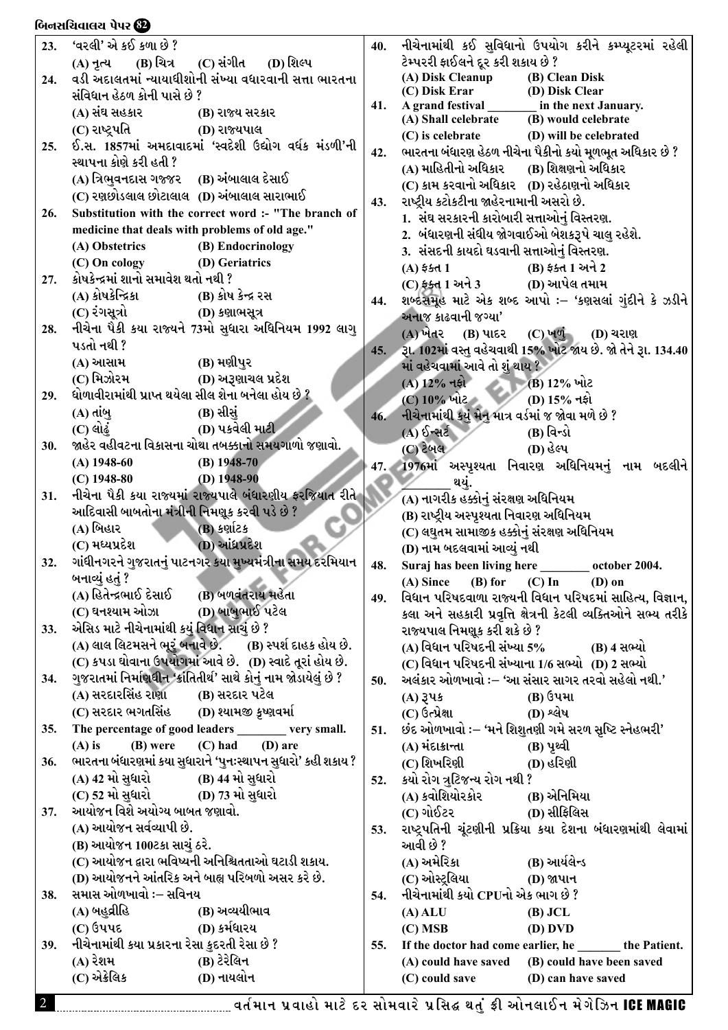23. 'વરલી' એ કઈ કળા છે ?
(A) નૃત્ય (B) ચિત્ર (C) સંગીત (D) શિલ્પ

24. વડી અદાલતમાં ન્યાયાધીશોની સંખ્યા વધારવાની સત્તા ભારતના સંવિધાન હેઠળ કોની પાસે છે ?
(A) સંઘ સહકાર (B) રાજ્ય સરકાર
(C) રાષ્ટ્રપતિ (D) રાજ્યપાલ

25. ઈ.સ. 1857માં અમદાવાદમાં 'સ્વદેશી ઉદ્યોગ વર્ધક મંડળી'ની સ્થાપના કોણે કરી હતી ?
(A) ત્રિભુવનદાસ ગજ્જર (B) અંબાલાલ દેસાઈ
(C) રણછોડલાલ છોટાલાલ (D) અંબાલાલ સારાભાઈ

26. Substitution with the correct word :- "The branch of medicine that deals with problems of old age."
(A) Obstetrics (B) Endocrinology
(C) On cology (D) Geriatrics

27. કોષકેન્દ્રમાં શાનો સમાવેશ થતો નથી ?
(A) કોષકેન્દ્રિકા (B) કોષ કેન્દ્ર રસ
(C) રંગસૂત્રો (D) કણાભસૂત્ર

28. નીચેના પૈકી કયા રાજ્યને 73મો સુધારા અધિનિયમ 1992 લાગુ પડતો નથી ?
(A) આસામ (B) મણીપુર
(C) મિઝોરમ (D) અરૂણાચલ પ્રદેશ

29. ધોળાવીરામાંથી પ્રાપ્ત થયેલા સીલ શેના બનેલા હોય છે ?
(A) તાંબુ (B) સીસું
(C) લોઢું (D) પકવેલી માટી

30. જાહેર વહીવટના વિકાસના ચોથા તબક્કાનો સમયગાળો જણાવો.
(A) 1948-60 (B) 1948-70
(C) 1948-80 (D) 1948-90

31. નીચેના પૈકી કયા રાજ્યમાં રાજ્યપાલે બંધારણીય ફરજિયાત રીતે આદિવાસી બાબતોના મંત્રીની નિમણૂક કરવી પડે છે ?
(A) બિહાર (B) કર્ણાટક
(C) મધ્યપ્રદેશ (D) આંધ્રપ્રદેશ

32. ગાંધીનગરને ગુજરાતનું પાટનગર કયા મુખ્યમંત્રીના સમય દરમિયાન બનાવ્યું હતું ?
(A) હિતેન્દ્રભાઈ દેસાઈ (B) બળવંતરાય મહેતા
(C) ઘનશ્યામ ઓઝા (D) બાબુભાઈ પટેલ

33. એસિડ માટે નીચેનામાંથી કયું વિધાન સાચું છે ?
(A) લાલ લિટમસને ભૂરું બનાવે છે. (B) સ્પર્શ દાહક હોય છે.
(C) કપડા ધોવાના ઉપયોગમાં આવે છે. (D) સ્વાદે તૂરાં હોય છે.

34. ગુજરાતમાં નિર્માણાધીન 'ક્રાંતિતીર્થ' સાથે કોનું નામ જોડાયેલું છે ?
(A) સરદારસિંહ રાણા (B) સરદાર પટેલ
(C) સરદાર ભગતસિંહ (D) શ્યામજી કૃષ્ણવર્મા

35. The percentage of good leaders ________ very small.
(A) is (B) were (C) had (D) are

36. ભારતના બંધારણમાં કયા સુધારાને 'પુનઃસ્થાપન સુધારો' કહી શકાય ?
(A) 42 મો સુધારો (B) 44 મો સુધારો
(C) 52 મો સુધારો (D) 73 મો સુધારો

37. આયોજન વિશે અયોગ્ય બાબત જણાવો.
(A) આયોજન સર્વવ્યાપી છે.
(B) આયોજન 100ટકા સાચું ઠરે.
(C) આયોજન દ્વારા ભવિષ્યની અનિશ્ચિતતાઓ ઘટાડી શકાય.
(D) આયોજનને આંતરિક અને બાહ્ય પરિબળો અસર કરે છે.

38. સમાસ ઓળખાવો :– સવિનય
(A) બહુવ્રીહિ (B) અવ્યયીભાવ
(C) ઉપપદ (D) કર્મધારય

39. નીચેનામાંથી કયા પ્રકારના રેસા કુદરતી રેસા છે ?
(A) રેશમ (B) ટેરેલિન
(C) એક્રેલિક (D) નાયલોન

40. નીચેનામાંથી કઈ સુવિધાનો ઉપયોગ કરીને કમ્પ્યૂટરમાં રહેલી ટેમ્પરરી ફાઈલને દૂર કરી શકાય છે ?
(A) Disk Cleanup (B) Clean Disk
(C) Disk Erar (D) Disk Clear

41. A grand festival ________ in the next January.
(A) Shall celebrate (B) would celebrate
(C) is celebrate (D) will be celebrated

42. ભારતના બંધારણ હેઠળ નીચેના પૈકીનો કયો મૂળભૂત અધિકાર છે ?
(A) માહિતીનો અધિકાર (B) શિક્ષણનો અધિકાર
(C) કામ કરવાનો અધિકાર (D) રહેઠાણનો અધિકાર

43. રાષ્ટ્રીય કટોકટીના જાહેરનામાની અસરો છે.
1. સંઘ સરકારની કારોબારી સત્તાઓનું વિસ્તરણ.
2. બંધારણની સંઘીય જોગવાઈઓ બેશકરૂપે ચાલુ રહેશે.
3. સંસદની કાયદો ઘડવાની સત્તાઓનું વિસ્તરણ.
(A) ફક્ત 1 (B) ફક્ત 1 અને 2
(C) ફક્ત 1 અને 3 (D) આપેલ તમામ

44. શબ્દસમૂહ માટે એક શબ્દ આપો :– 'કણસલાં ગુંદીને કે ઝડીને અનાજ કાઢવાની જગ્યા'
(A) ખેતર (B) પાદર (C) ખળું (D) ચરાણ

45. રૂા. 102માં વસ્તુ વહેચવાથી 15% ખોટ જાય છે. જો તેને રૂા. 134.40 માં વહેચવામાં આવે તો શું થાય ?
(A) 12% નફો (B) 12% ખોટ
(C) 10% ખોટ (D) 15% નફો

46. નીચેનામાંથી કયું મેનુ માત્ર વર્ડમાં જ જોવા મળે છે ?
(A) ઈન્સર્ટ (B) વિન્ડો
(C) ટેબલ (D) હેલ્પ

47. 1976માં અસ્પૃશ્યતા નિવારણ અધિનિયમનું નામ બદલીને ________ થયું.
(A) નાગરીક હક્કોનું સંરક્ષણ અધિનિયમ
(B) રાષ્ટ્રીય અસ્પૃશ્યતા નિવારણ અધિનિયમ
(C) લઘુતમ સામાજીક હક્કોનું સંરક્ષણ અધિનિયમ
(D) નામ બદલવામાં આવ્યું નથી

48. Suraj has been living here ________ october 2004.
(A) Since (B) for (C) In (D) on

49. વિધાન પરિષદવાળા રાજ્યની વિધાન પરિષદમાં સાહિત્ય, વિજ્ઞાન, કલા અને સહકારી પ્રવૃત્તિ ક્ષેત્રની કેટલી વ્યક્તિઓને સભ્ય તરીકે રાજ્યપાલ નિમણૂક કરી શકે છે ?
(A) વિધાન પરિષદની સંખ્યા 5% (B) 4 સભ્યો
(C) વિધાન પરિષદની સંખ્યાના 1/6 સભ્યો (D) 2 સભ્યો

50. અલંકાર ઓળખાવો :– 'આ સંસાર સાગર તરવો સહેલો નથી.'
(A) રૂપક (B) ઉપમા
(C) ઉત્પ્રેક્ષા (D) શ્લેષ

51. છંદ ઓળખાવો :– 'મને શિશુતણી ગમે સરળ સૃષ્ટિ સ્નેહભરી'
(A) મંદાક્રાન્તા (B) પૃથ્વી
(C) શિખરિણી (D) હરિણી

52. કયો રોગ ત્રુટિજન્ય રોગ નથી ?
(A) ક્વોશિયોરકોર (B) એનિમિયા
(C) ગોઈટર (D) સીફિલિસ

53. રાષ્ટ્રપતિની ચૂંટણીની પ્રક્રિયા કયા દેશના બંધારણમાંથી લેવામાં આવી છે ?
(A) અમેરિકા (B) આર્યલેન્ડ
(C) ઓસ્ટ્રલિયા (D) જાપાન

54. નીચેનામાંથી કયો CPUનો એક ભાગ છે ?
(A) ALU (B) JCL
(C) MSB (D) DVD

55. If the doctor had come earlier, he _______ the Patient.
(A) could have saved (B) could have been saved
(C) could save (D) can have saved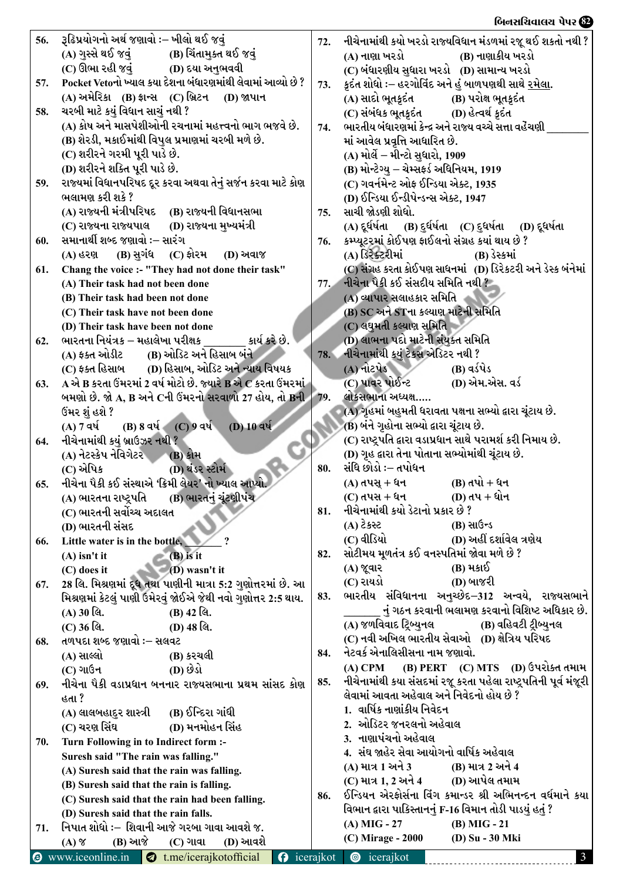56. રૂઢિપ્રયોગનો અર્થ જણાવો :– ખીલો થઈ જવું
(A) ગુસ્સે થઈ જવું (B) ચિંતામુક્ત થઈ જવું
(C) ઊભા રહી જવું (D) દયા અનુભવવી

57. Pocket Vetoનો ખ્યાલ કયા દેશના બંધારણમાંથી લેવામાં આવ્યો છે ?
(A) અમેરિકા (B) ફ્રાન્સ (C) બ્રિટન (D) જાપાન

58. ચરબી માટે કયું વિધાન સાચું નથી ?
(A) કોષ અને માસપેશીઓની રચનામાં મહત્ત્વનો ભાગ ભજવે છે.
(B) શેરડી, મકાઈમાંથી વિપુલ પ્રમાણમાં ચરબી મળે છે.
(C) શરીરને ગરમી પૂરી પાડે છે.
(D) શરીરને શક્તિ પૂરી પાડે છે.

59. રાજ્યમાં વિધાનપરિષદ દૂર કરવા અથવા તેનું સર્જન કરવા માટે કોણ ભલામણ કરી શકે ?
(A) રાજ્યની મંત્રીપરિષદ (B) રાજ્યની વિધાનસભા
(C) રાજ્યના રાજ્યપાલ (D) રાજ્યના મુખ્યમંત્રી

60. સમાનાર્થી શબ્દ જણાવો :– સારંગ
(A) હરણ (B) સુગંધ (C) ફોરમ (D) અવાજ

61. Chang the voice :- "They had not done their task"
(A) Their task had not been done
(B) Their task had been not done
(C) Their task have not been done
(D) Their task have been not done

62. ભારતના નિયંત્રક – મહાલેખા પરીક્ષક ________ કાર્ય કરે છે.
(A) ફક્ત ઓડીટ (B) ઓડિટ અને હિસાબ બંને
(C) ફક્ત હિસાબ (D) હિસાબ, ઓડિટ અને ન્યાય વિષયક

63. A એ B કરતા ઉંમરમાં 2 વર્ષ મોટો છે. જ્યારે B એ C કરતા ઉંમરમાં બમણો છે. જો A, B અને Cની ઉંમરનો સરવાળો 27 હોય, તો Bની ઉંમર શું હશે ?
(A) 7 વર્ષ (B) 8 વર્ષ (C) 9 વર્ષ (D) 10 વર્ષ

64. નીચેનામાંથી કયું બ્રાઉઝર નથી ?
(A) નેટસ્કેપ નેવિગેટર (B) ક્રોમ
(C) એપિક (D) થંડર સ્ટોર્મ

65. નીચેના પૈકી કઈ સંસ્થાએ 'ક્રિમી લેયર' નો ખ્યાલ આપ્યો.
(A) ભારતના રાષ્ટ્રપતિ (B) ભારતનું ચૂંટણીપંચ
(C) ભારતની સર્વોચ્ચ અદાલત
(D) ભારતની સંસદ

66. Little water is in the bottle, ________ ?
(A) isn't it (B) is it
(C) does it (D) wasn't it

67. 28 લિ. મિશ્રણમાં દૂધ તથા પાણીની માત્રા 5:2 ગુણોત્તરમાં છે. આ મિશ્રણમાં કેટલું પાણી ઉમેરવું જોઈએ જેથી નવો ગુણોત્તર 2:5 થાય.
(A) 30 લિ. (B) 42 લિ.
(C) 36 લિ. (D) 48 લિ.

68. તળપદા શબ્દ જણાવો :– સલવટ
(A) સાલ્લો (B) કરચલી
(C) ગાઉન (D) છેડો

69. નીચેના પૈકી વડાપ્રધાન બનનાર રાજ્યસભાના પ્રથમ સાંસદ કોણ હતા ?
(A) લાલબહાદુર શાસ્ત્રી (B) ઈન્દિરા ગાંધી
(C) ચરણ સિંઘ (D) મનમોહન સિંહ

70. Turn Following in to Indirect form :-
Suresh said "The rain was falling."
(A) Suresh said that the rain was falling.
(B) Suresh said that the rain is falling.
(C) Suresh said that the rain had been falling.
(D) Suresh said that the rain falls.

71. નિપાત શોધો :– શિવાની આજે ગરબા ગાવા આવશે જ.
(A) જ (B) આજે (C) ગાવા (D) આવશે

72. નીચેનામાંથી કયો ખરડો રાજ્યવિધાન મંડળમાં રજૂ થઈ શકતો નથી ?
(A) નાણા ખરડો (B) નાણાકીય ખરડો
(C) બંધારણીય સુધારા ખરડો (D) સામાન્ય ખરડો

73. કૃદંત શોધો :– હરગોવિંદ અને હું બાળપણથી સાથે રમેલા.
(A) સાદો ભૂતકૃદંત (B) પરોક્ષ ભૂતકૃદંત
(C) સંબંધક ભૂતકૃદંત (D) હેત્વર્થ કૃદંત

74. ભારતીય બંધારણમાં કેન્દ્ર અને રાજ્ય વચ્ચે સત્તા વહેંચણી ________ માં આવેલ પ્રવૃત્તિ આધારિત છે.
(A) મોર્લે – મીન્ટો સુધારો, 1909
(B) મોન્ટેગ્યુ – ચેમ્સફર્ડ અધિનિયમ, 1919
(C) ગવર્નમેન્ટ ઓફ ઈન્ડિયા એક્ટ, 1935
(D) ઈન્ડિયા ઈન્ડીપેન્ડન્સ એક્ટ, 1947

75. સાચી જોડણી શોધો.
(A) દૂર્ધષતા (B) દુર્ધર્ષતા (C) દુધર્ષતા (D) દૂર્ધષતા

76. કમ્પ્યૂટરમાં કોઈપણ ફાઈલનો સંગ્રહ કયાં થાય છે ?
(A) ડિરેક્ટરીમાં (B) ડેસ્કમાં
(C) સંગ્રહ કરતા કોઈપણ સાધનમાં (D) ડિરેક્ટરી અને ડેસ્ક બંનેમાં

77. નીચેના પૈકી કઈ સંસદીય સમિતિ નથી ?
(A) વ્યાપાર સલાહકાર સમિતિ
(B) SC અને STના કલ્યાણ માટેની સમિતિ
(C) લઘુમતી કલ્યાણ સમિતિ
(D) લાભના પદો માટેની સંયુક્ત સમિતિ

78. નીચેનામાંથી કયું ટેક્સ એડિટર નથી ?
(A) નોટપેડ (B) વર્ડપેડ
(C) પાવર પોઈન્ટ (D) એમ.એસ. વર્ડ

79. લોકસભાના અધ્યક્ષ.....
(A) ગૃહમાં બહુમતી ધરાવતા પક્ષના સભ્યો દ્વારા ચૂંટાય છે.
(B) બંને ગૃહોના સભ્યો દ્વારા ચૂંટાય છે.
(C) રાષ્ટ્રપતિ દ્વારા વડાપ્રધાન સાથે પરામર્શ કરી નિમાય છે.
(D) ગૃહ દ્વારા તેના પોતાના સભ્યોમાંથી ચૂંટાય છે.

80. સંધિ છોડો :– તપોધન
(A) તપસ્ + ધન (B) તપો + ધન
(C) તપસ + ધન (D) તપ + ધોન

81. નીચેનામાંથી કયો ડેટાનો પ્રકાર છે ?
(A) ટેક્સ્ટ (B) સાઉન્ડ
(C) વીડિયો (D) અહીં દર્શાવેલ ત્રણેય

82. સોટીમય મૂળતંત્ર કઈ વનસ્પતિમાં જોવા મળે છે ?
(A) જૂવાર (B) મકાઈ
(C) રાયડો (D) બાજરી

83. ભારતીય સંવિધાનના અનુચ્છેદ–312 અન્વયે, રાજ્યસભાને ________ નું ગઠન કરવાની ભલામણ કરવાનો વિશિષ્ટ અધિકાર છે.
(A) જળવિવાદ ટ્રિબ્યુનલ (B) વહિવટી ટ્રીબ્યુનલ
(C) નવી અખિલ ભારતીય સેવાઓ (D) ક્ષેત્રિય પરિષદ

84. નેટવર્ક એનાલિસીસના નામ જણાવો.
(A) CPM (B) PERT (C) MTS (D) ઉપરોક્ત તમામ

85. નીચેનામાંથી કયા સંસદમાં રજૂ કરતા પહેલા રાષ્ટ્રપતિની પૂર્વ મંજૂરી લેવામાં આવતા અહેવાલ અને નિવેદનો હોય છે ?
1. વાર્ષિક નાણાંકીય નિવેદન
2. ઓડિટર જનરલનો અહેવાલ
3. નાણાપંચનો અહેવાલ
4. સંઘ જાહેર સેવા આયોગનો વાર્ષિક અહેવાલ
(A) માત્ર 1 અને 3 (B) માત્ર 2 અને 4
(C) માત્ર 1, 2 અને 4 (D) આપેલ તમામ

86. ઈન્ડિયન એરફોર્સના વિંગ કમાન્ડર શ્રી અભિનન્દન વર્ધમાને કયા વિમાન દ્વારા પાકિસ્તાનનું F-16 વિમાન તોડી પાડયું હતું ?
(A) MIG - 27 (B) MIG - 21
(C) Mirage - 2000 (D) Su - 30 Mki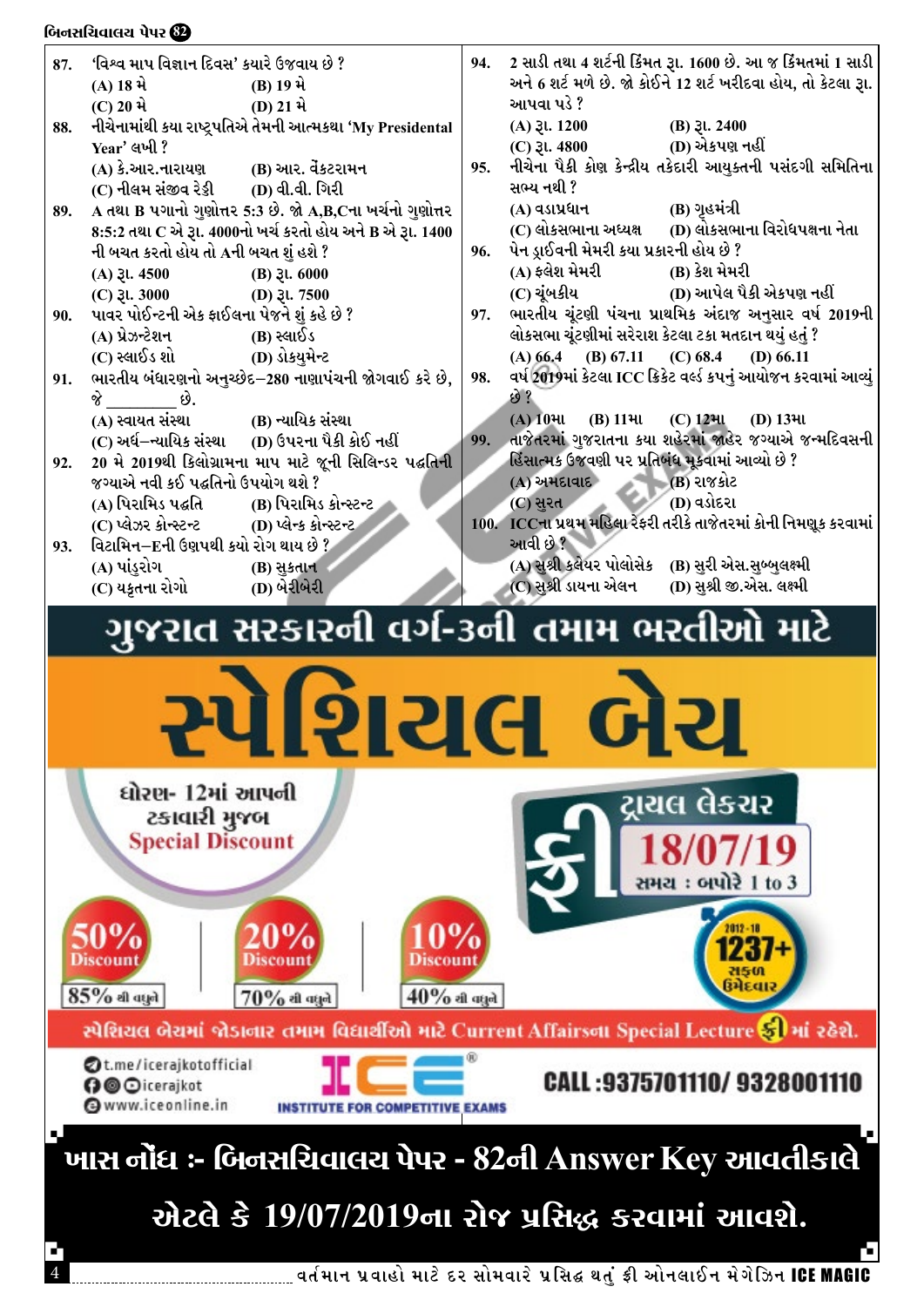87. 'વિશ્વ માપ વિજ્ઞાન દિવસ' ક્યારે ઉજવાય છે ?
(A) 18 મે (B) 19 મે
(C) 20 મે (D) 21 મે

88. નીચેનામાંથી ક્યા રાષ્ટ્રપતિએ તેમની આત્મકથા 'My Presidental Year' લખી ?
(A) કે.આર.નારાયણ (B) આર. વેંકટરામન
(C) નીલમ સંજીવ રેડ્ડી (D) વી.વી. ગિરી

89. A તથા B પગાનો ગુણોત્તર 5:3 છે. જો A,B,Cના ખર્ચનો ગુણોત્તર 8:5:2 તથા C એ રૂા. 4000નો ખર્ચ કરતો હોય અને B એ રૂા. 1400 ની બચત કરતો હોય તો Aની બચત શું હશે ?
(A) રૂા. 4500 (B) રૂા. 6000
(C) રૂા. 3000 (D) રૂા. 7500

90. પાવર પોઈન્ટની એક ફાઈલના પેજને શું કહે છે ?
(A) પ્રેઝન્ટેશન (B) સ્લાઈડ
(C) સ્લાઈડ શો (D) ડોક્યુમેન્ટ

91. ભારતીય બંધારણનો અનુચ્છેદ–280 નાણાપંચની જોગવાઈ કરે છે, જે ________ છે.
(A) સ્વાયત સંસ્થા (B) ન્યાયિક સંસ્થા
(C) અર્ધ–ન્યાયિક સંસ્થા (D) ઉપરના પૈકી કોઈ નહીં

92. 20 મે 2019થી કિલોગ્રામના માપ માટે જૂની સિલિન્ડર પદ્ધતિની જગ્યાએ નવી કઈ પદ્ધતિનો ઉપયોગ થશે ?
(A) પિરામિડ પદ્ધતિ (B) પિરામિડ કોન્સ્ટન્ટ
(C) પ્લેઝર કોન્સ્ટન્ટ (D) પ્લેન્ક કોન્સ્ટન્ટ

93. વિટામિન–Eની ઉણપથી ક્યો રોગ થાય છે ?
(A) પાંડુરોગ (B) સુકતાન
(C) યકૃતના રોગો (D) બેરીબેરી

94. 2 સાડી તથા 4 શર્ટની કિંમત રૂા. 1600 છે. આ જ કિંમતમાં 1 સાડી અને 6 શર્ટ મળે છે. જો કોઈને 12 શર્ટ ખરીદવા હોય, તો કેટલા રૂા. આપવા પડે ?
(A) રૂા. 1200 (B) રૂા. 2400
(C) રૂા. 4800 (D) એકપણ નહીં

95. નીચેના પૈકી કોણ કેન્દ્રીય તકેદારી આયુક્તની પસંદગી સમિતિના સભ્ય નથી ?
(A) વડાપ્રધાન (B) ગૃહમંત્રી
(C) લોકસભાના અધ્યક્ષ (D) લોકસભાના વિરોધપક્ષના નેતા

96. પેન ડ્રાઈવની મેમરી ક્યા પ્રકારની હોય છે ?
(A) ફ્લેશ મેમરી (B) કેશ મેમરી
(C) ચુંબકીય (D) આપેલ પૈકી એકપણ નહીં

97. ભારતીય ચૂંટણી પંચના પ્રાથમિક અંદાજ અનુસાર વર્ષ 2019ની લોકસભા ચૂંટણીમાં સરેરાશ કેટલા ટકા મતદાન થયું હતું ?
(A) 66.4 (B) 67.11 (C) 68.4 (D) 66.11

98. વર્ષ 2019માં કેટલા ICC ક્રિકેટ વર્લ્ડ કપનું આયોજન કરવામાં આવ્યું છે ?
(A) 10મા (B) 11મા (C) 12મા (D) 13મા

99. તાજેતરમાં ગુજરાતના ક્યા શહેરમાં જાહેર જગ્યાએ જન્મદિવસની હિંસાત્મક ઉજવણી પર પ્રતિબંધ મૂકવામાં આવ્યો છે ?
(A) અમદાવાદ (B) રાજકોટ
(C) સુરત (D) વડોદરા

100. ICCના પ્રથમ મહિલા રેફરી તરીકે તાજેતરમાં કોની નિમણૂક કરવામાં આવી છે ?
(A) સુશ્રી ક્લેયર પોલોસેક (B) સુરી એસ.સુબ્બુલક્ષ્મી
(C) સુશ્રી ડાયના એલન (D) સુશ્રી જી.એસ. લક્ષ્મી

# ગુજરાત સરકારની વર્ગ-3ની તમામ ભરતીઓ માટે

# સ્પેશિયલ બેચ

ધોરણ- 12માં આપની ટકાવારી મુજબ **Special Discount**

ફ્રી ટ્રાયલ લેક્ચર 18/07/19 સમય : બપોરે 1 to 3

50% Discount 85% થી વધુને
20% Discount 70% થી વધુને
10% Discount 40% થી વધુને

2012-18 1237+ સફળ ઉમેદવાર

સ્પેશિયલ બેચમાં જોડાનાર તમામ વિદ્યાર્થીઓ માટે Current Affairsના Special Lecture ફ્રીમાં રહેશે.

t.me/icerajkotofficial
icerajkot
www.iceonline.in

ICE® INSTITUTE FOR COMPETITIVE EXAMS

CALL :9375701110/ 9328001110

**ખાસ નોંધ :- બિનસચિવાલય પેપર - 82ની Answer Key આવતીકાલે એટલે કે 19/07/2019ના રોજ પ્રસિદ્ધ કરવામાં આવશે.**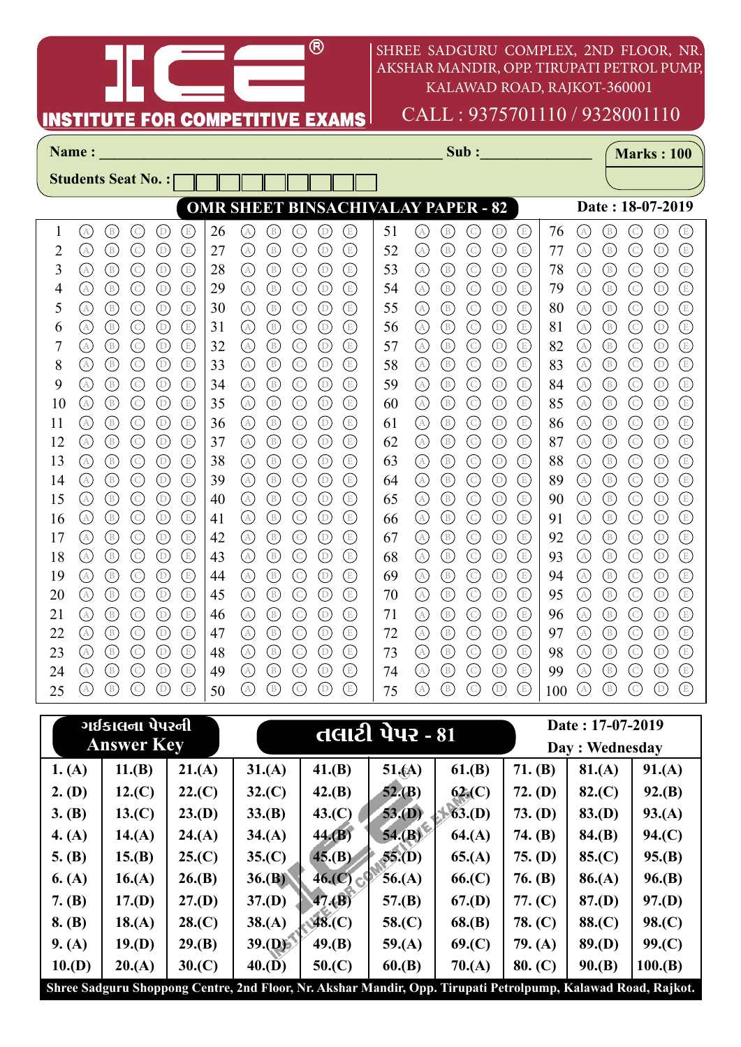# ICE® INSTITUTE FOR COMPETITIVE EXAMS

SHREE SADGURU COMPLEX, 2ND FLOOR, NR. AKSHAR MANDIR, OPP. TIRUPATI PETROL PUMP, KALAWAD ROAD, RAJKOT-360001

CALL : 9375701110 / 9328001110

**Name :** ______________________________ **Sub :** ______________ **Marks : 100**

**Students Seat No. :** ☐☐☐☐☐☐☐☐

## OMR SHEET BINSACHIVALAY PAPER - 82

**Date : 18-07-2019**

| | | | |
|---|---|---|---|
| 1 Ⓐ Ⓑ Ⓒ Ⓓ Ⓔ | 26 Ⓐ Ⓑ Ⓒ Ⓓ Ⓔ | 51 Ⓐ Ⓑ Ⓒ Ⓓ Ⓔ | 76 Ⓐ Ⓑ Ⓒ Ⓓ Ⓔ |
| 2 Ⓐ Ⓑ Ⓒ Ⓓ Ⓔ | 27 Ⓐ Ⓑ Ⓒ Ⓓ Ⓔ | 52 Ⓐ Ⓑ Ⓒ Ⓓ Ⓔ | 77 Ⓐ Ⓑ Ⓒ Ⓓ Ⓔ |
| 3 Ⓐ Ⓑ Ⓒ Ⓓ Ⓔ | 28 Ⓐ Ⓑ Ⓒ Ⓓ Ⓔ | 53 Ⓐ Ⓑ Ⓒ Ⓓ Ⓔ | 78 Ⓐ Ⓑ Ⓒ Ⓓ Ⓔ |
| 4 Ⓐ Ⓑ Ⓒ Ⓓ Ⓔ | 29 Ⓐ Ⓑ Ⓒ Ⓓ Ⓔ | 54 Ⓐ Ⓑ Ⓒ Ⓓ Ⓔ | 79 Ⓐ Ⓑ Ⓒ Ⓓ Ⓔ |
| 5 Ⓐ Ⓑ Ⓒ Ⓓ Ⓔ | 30 Ⓐ Ⓑ Ⓒ Ⓓ Ⓔ | 55 Ⓐ Ⓑ Ⓒ Ⓓ Ⓔ | 80 Ⓐ Ⓑ Ⓒ Ⓓ Ⓔ |
| 6 Ⓐ Ⓑ Ⓒ Ⓓ Ⓔ | 31 Ⓐ Ⓑ Ⓒ Ⓓ Ⓔ | 56 Ⓐ Ⓑ Ⓒ Ⓓ Ⓔ | 81 Ⓐ Ⓑ Ⓒ Ⓓ Ⓔ |
| 7 Ⓐ Ⓑ Ⓒ Ⓓ Ⓔ | 32 Ⓐ Ⓑ Ⓒ Ⓓ Ⓔ | 57 Ⓐ Ⓑ Ⓒ Ⓓ Ⓔ | 82 Ⓐ Ⓑ Ⓒ Ⓓ Ⓔ |
| 8 Ⓐ Ⓑ Ⓒ Ⓓ Ⓔ | 33 Ⓐ Ⓑ Ⓒ Ⓓ Ⓔ | 58 Ⓐ Ⓑ Ⓒ Ⓓ Ⓔ | 83 Ⓐ Ⓑ Ⓒ Ⓓ Ⓔ |
| 9 Ⓐ Ⓑ Ⓒ Ⓓ Ⓔ | 34 Ⓐ Ⓑ Ⓒ Ⓓ Ⓔ | 59 Ⓐ Ⓑ Ⓒ Ⓓ Ⓔ | 84 Ⓐ Ⓑ Ⓒ Ⓓ Ⓔ |
| 10 Ⓐ Ⓑ Ⓒ Ⓓ Ⓔ | 35 Ⓐ Ⓑ Ⓒ Ⓓ Ⓔ | 60 Ⓐ Ⓑ Ⓒ Ⓓ Ⓔ | 85 Ⓐ Ⓑ Ⓒ Ⓓ Ⓔ |
| 11 Ⓐ Ⓑ Ⓒ Ⓓ Ⓔ | 36 Ⓐ Ⓑ Ⓒ Ⓓ Ⓔ | 61 Ⓐ Ⓑ Ⓒ Ⓓ Ⓔ | 86 Ⓐ Ⓑ Ⓒ Ⓓ Ⓔ |
| 12 Ⓐ Ⓑ Ⓒ Ⓓ Ⓔ | 37 Ⓐ Ⓑ Ⓒ Ⓓ Ⓔ | 62 Ⓐ Ⓑ Ⓒ Ⓓ Ⓔ | 87 Ⓐ Ⓑ Ⓒ Ⓓ Ⓔ |
| 13 Ⓐ Ⓑ Ⓒ Ⓓ Ⓔ | 38 Ⓐ Ⓑ Ⓒ Ⓓ Ⓔ | 63 Ⓐ Ⓑ Ⓒ Ⓓ Ⓔ | 88 Ⓐ Ⓑ Ⓒ Ⓓ Ⓔ |
| 14 Ⓐ Ⓑ Ⓒ Ⓓ Ⓔ | 39 Ⓐ Ⓑ Ⓒ Ⓓ Ⓔ | 64 Ⓐ Ⓑ Ⓒ Ⓓ Ⓔ | 89 Ⓐ Ⓑ Ⓒ Ⓓ Ⓔ |
| 15 Ⓐ Ⓑ Ⓒ Ⓓ Ⓔ | 40 Ⓐ Ⓑ Ⓒ Ⓓ Ⓔ | 65 Ⓐ Ⓑ Ⓒ Ⓓ Ⓔ | 90 Ⓐ Ⓑ Ⓒ Ⓓ Ⓔ |
| 16 Ⓐ Ⓑ Ⓒ Ⓓ Ⓔ | 41 Ⓐ Ⓑ Ⓒ Ⓓ Ⓔ | 66 Ⓐ Ⓑ Ⓒ Ⓓ Ⓔ | 91 Ⓐ Ⓑ Ⓒ Ⓓ Ⓔ |
| 17 Ⓐ Ⓑ Ⓒ Ⓓ Ⓔ | 42 Ⓐ Ⓑ Ⓒ Ⓓ Ⓔ | 67 Ⓐ Ⓑ Ⓒ Ⓓ Ⓔ | 92 Ⓐ Ⓑ Ⓒ Ⓓ Ⓔ |
| 18 Ⓐ Ⓑ Ⓒ Ⓓ Ⓔ | 43 Ⓐ Ⓑ Ⓒ Ⓓ Ⓔ | 68 Ⓐ Ⓑ Ⓒ Ⓓ Ⓔ | 93 Ⓐ Ⓑ Ⓒ Ⓓ Ⓔ |
| 19 Ⓐ Ⓑ Ⓒ Ⓓ Ⓔ | 44 Ⓐ Ⓑ Ⓒ Ⓓ Ⓔ | 69 Ⓐ Ⓑ Ⓒ Ⓓ Ⓔ | 94 Ⓐ Ⓑ Ⓒ Ⓓ Ⓔ |
| 20 Ⓐ Ⓑ Ⓒ Ⓓ Ⓔ | 45 Ⓐ Ⓑ Ⓒ Ⓓ Ⓔ | 70 Ⓐ Ⓑ Ⓒ Ⓓ Ⓔ | 95 Ⓐ Ⓑ Ⓒ Ⓓ Ⓔ |
| 21 Ⓐ Ⓑ Ⓒ Ⓓ Ⓔ | 46 Ⓐ Ⓑ Ⓒ Ⓓ Ⓔ | 71 Ⓐ Ⓑ Ⓒ Ⓓ Ⓔ | 96 Ⓐ Ⓑ Ⓒ Ⓓ Ⓔ |
| 22 Ⓐ Ⓑ Ⓒ Ⓓ Ⓔ | 47 Ⓐ Ⓑ Ⓒ Ⓓ Ⓔ | 72 Ⓐ Ⓑ Ⓒ Ⓓ Ⓔ | 97 Ⓐ Ⓑ Ⓒ Ⓓ Ⓔ |
| 23 Ⓐ Ⓑ Ⓒ Ⓓ Ⓔ | 48 Ⓐ Ⓑ Ⓒ Ⓓ Ⓔ | 73 Ⓐ Ⓑ Ⓒ Ⓓ Ⓔ | 98 Ⓐ Ⓑ Ⓒ Ⓓ Ⓔ |
| 24 Ⓐ Ⓑ Ⓒ Ⓓ Ⓔ | 49 Ⓐ Ⓑ Ⓒ Ⓓ Ⓔ | 74 Ⓐ Ⓑ Ⓒ Ⓓ Ⓔ | 99 Ⓐ Ⓑ Ⓒ Ⓓ Ⓔ |
| 25 Ⓐ Ⓑ Ⓒ Ⓓ Ⓔ | 50 Ⓐ Ⓑ Ⓒ Ⓓ Ⓔ | 75 Ⓐ Ⓑ Ⓒ Ⓓ Ⓔ | 100 Ⓐ Ⓑ Ⓒ Ⓓ Ⓔ |

## ગઈકાલના પેપરની Answer Key — તલાટી પેપર - 81

**Date : 17-07-2019**
**Day : Wednesday**

| | | | | | | | | | |
|---|---|---|---|---|---|---|---|---|---|
| 1. (A) | 11.(B) | 21.(A) | 31.(A) | 41.(B) | 51.(A) | 61.(B) | 71. (B) | 81.(A) | 91.(A) |
| 2. (D) | 12.(C) | 22.(C) | 32.(C) | 42.(B) | 52.(B) | 62.(C) | 72. (D) | 82.(C) | 92.(B) |
| 3. (B) | 13.(C) | 23.(D) | 33.(B) | 43.(C) | 53.(D) | 63.(D) | 73. (D) | 83.(D) | 93.(A) |
| 4. (A) | 14.(A) | 24.(A) | 34.(A) | 44.(B) | 54.(B) | 64.(A) | 74. (B) | 84.(B) | 94.(C) |
| 5. (B) | 15.(B) | 25.(C) | 35.(C) | 45.(B) | 55.(D) | 65.(A) | 75. (D) | 85.(C) | 95.(B) |
| 6. (A) | 16.(A) | 26.(B) | 36.(B) | 46.(C) | 56.(A) | 66.(C) | 76. (B) | 86.(A) | 96.(B) |
| 7. (B) | 17.(D) | 27.(D) | 37.(D) | 47.(B) | 57.(B) | 67.(D) | 77. (C) | 87.(D) | 97.(D) |
| 8. (B) | 18.(A) | 28.(C) | 38.(A) | 48.(C) | 58.(C) | 68.(B) | 78. (C) | 88.(C) | 98.(C) |
| 9. (A) | 19.(D) | 29.(B) | 39.(D) | 49.(B) | 59.(A) | 69.(C) | 79. (A) | 89.(D) | 99.(C) |
| 10.(D) | 20.(A) | 30.(C) | 40.(D) | 50.(C) | 60.(B) | 70.(A) | 80. (C) | 90.(B) | 100.(B) |

Shree Sadguru Shoppong Centre, 2nd Floor, Nr. Akshar Mandir, Opp. Tirupati Petrolpump, Kalawad Road, Rajkot.